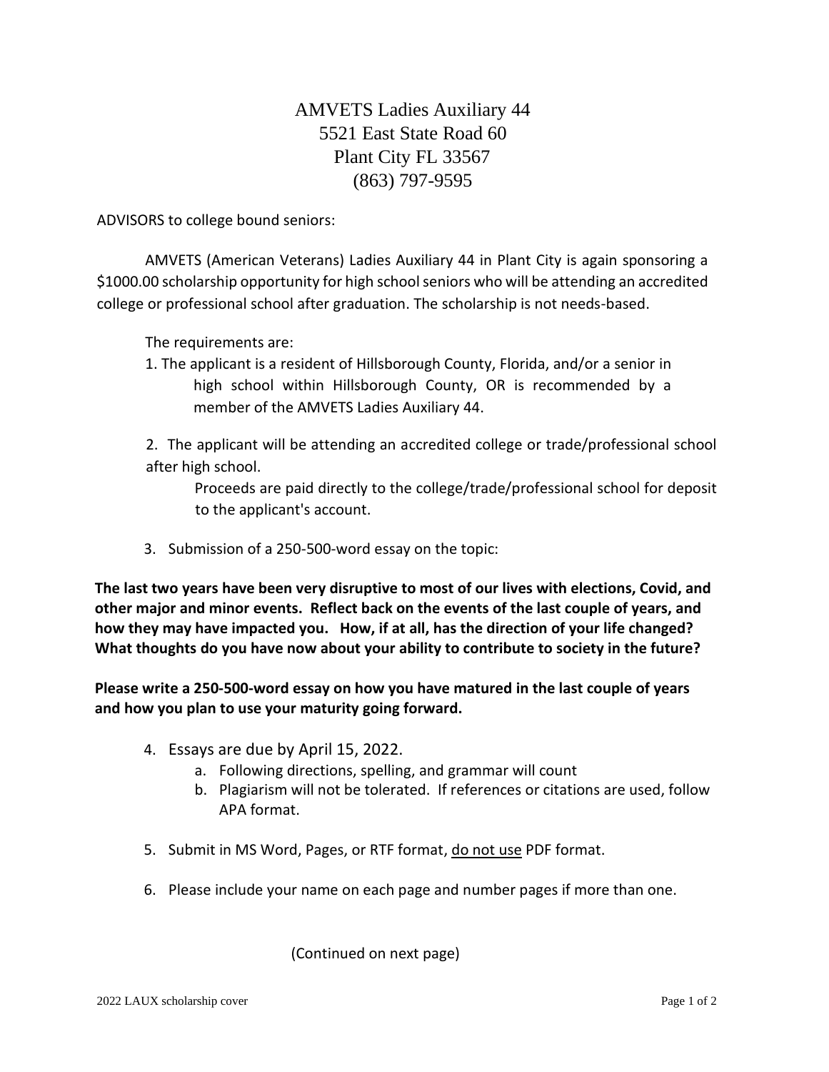AMVETS Ladies Auxiliary 44
5521 East State Road 60
Plant City FL 33567
(863) 797-9595

ADVISORS to college bound seniors:

AMVETS (American Veterans) Ladies Auxiliary 44 in Plant City is again sponsoring a $1000.00 scholarship opportunity for high school seniors who will be attending an accredited college or professional school after graduation. The scholarship is not needs-based.

The requirements are:

1. The applicant is a resident of Hillsborough County, Florida, and/or a senior in high school within Hillsborough County, OR is recommended by a member of the AMVETS Ladies Auxiliary 44.

2. The applicant will be attending an accredited college or trade/professional school after high school.

   Proceeds are paid directly to the college/trade/professional school for deposit to the applicant's account.

3. Submission of a 250-500-word essay on the topic:

**The last two years have been very disruptive to most of our lives with elections, Covid, and other major and minor events. Reflect back on the events of the last couple of years, and how they may have impacted you. How, if at all, has the direction of your life changed? What thoughts do you have now about your ability to contribute to society in the future?**

**Please write a 250-500-word essay on how you have matured in the last couple of years and how you plan to use your maturity going forward.**

4. Essays are due by April 15, 2022.
   a. Following directions, spelling, and grammar will count
   b. Plagiarism will not be tolerated. If references or citations are used, follow APA format.

5. Submit in MS Word, Pages, or RTF format, <u>do not use</u> PDF format.

6. Please include your name on each page and number pages if more than one.

(Continued on next page)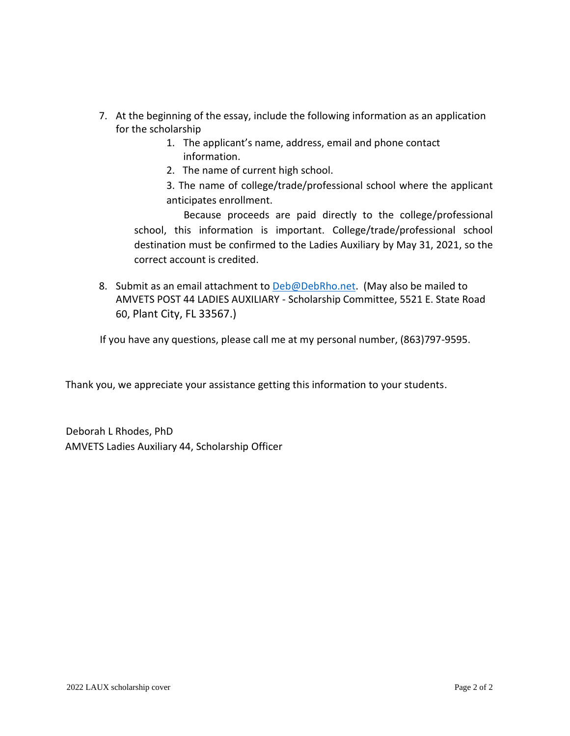7. At the beginning of the essay, include the following information as an application for the scholarship
    1. The applicant's name, address, email and phone contact information.
    2. The name of current high school.
    3. The name of college/trade/professional school where the applicant anticipates enrollment.

    Because proceeds are paid directly to the college/professional school, this information is important. College/trade/professional school destination must be confirmed to the Ladies Auxiliary by May 31, 2021, so the correct account is credited.

8. Submit as an email attachment to Deb@DebRho.net. (May also be mailed to AMVETS POST 44 LADIES AUXILIARY - Scholarship Committee, 5521 E. State Road 60, Plant City, FL 33567.)

If you have any questions, please call me at my personal number, (863)797-9595.

Thank you, we appreciate your assistance getting this information to your students.

Deborah L Rhodes, PhD
AMVETS Ladies Auxiliary 44, Scholarship Officer